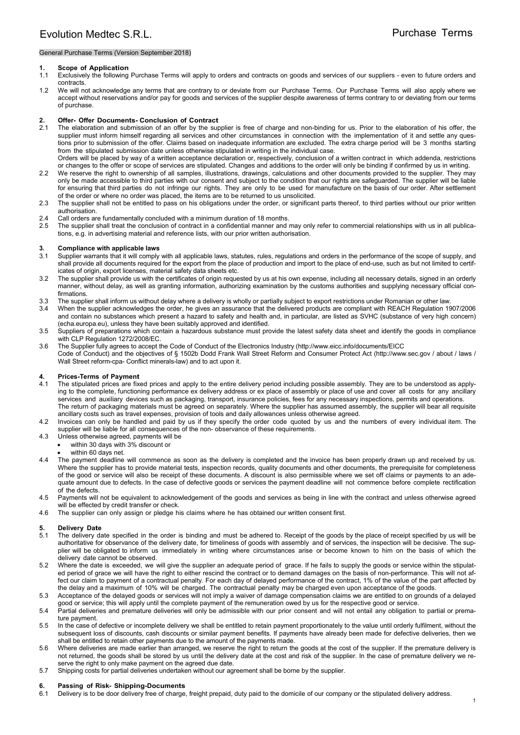# Evolution Medtec S.R.L.

# Purchase Terms

General Purchase Terms (Version September 2018)

## 1. Scope of Application

1.1 Exclusively the following Purchase Terms will apply to orders and contracts on goods and services of our suppliers - even to future orders and contracts.

1.2 We will not acknowledge any terms that are contrary to or deviate from our Purchase Terms. Our Purchase Terms will also apply where we accept without reservations and/or pay for goods and services of the supplier despite awareness of terms contrary to or deviating from our terms of purchase.

## 2. Offer- Offer Documents- Conclusion of Contract

2.1 The elaboration and submission of an offer by the supplier is free of charge and non-binding for us. Prior to the elaboration of his offer, the supplier must inform himself regarding all services and other circumstances in connection with the implementation of it and settle any questions prior to submission of the offer. Claims based on inadequate information are excluded. The extra charge period will be 3 months starting from the stipulated submission date unless otherwise stipulated in writing in the individual case.
Orders will be placed by way of a written acceptance declaration or, respectively, conclusion of a written contract in which addenda, restrictions or changes to the offer or scope of services are stipulated. Changes and additions to the order will only be binding if confirmed by us in writing.

2.2 We reserve the right to ownership of all samples, illustrations, drawings, calculations and other documents provided to the supplier. They may only be made accessible to third parties with our consent and subject to the condition that our rights are safeguarded. The supplier will be liable for ensuring that third parties do not infringe our rights. They are only to be used for manufacture on the basis of our order. After settlement of the order or where no order was placed, the items are to be returned to us unsolicited.

2.3 The supplier shall not be entitled to pass on his obligations under the order, or significant parts thereof, to third parties without our prior written authorisation.

2.4 Call orders are fundamentally concluded with a minimum duration of 18 months.

2.5 The supplier shall treat the conclusion of contract in a confidential manner and may only refer to commercial relationships with us in all publications, e.g. in advertising material and reference lists, with our prior written authorisation.

## 3. Compliance with applicable laws

3.1 Supplier warrants that it will comply with all applicable laws, statutes, rules, regulations and orders in the performance of the scope of supply, and shall provide all documents required for the export from the place of production and import to the place of end-use, such as but not limited to certificates of origin, export licenses, material safety data sheets etc.

3.2 The supplier shall provide us with the certificates of origin requested by us at his own expense, including all necessary details, signed in an orderly manner, without delay, as well as granting information, authorizing examination by the customs authorities and supplying necessary official confirmations.

3.3 The supplier shall inform us without delay where a delivery is wholly or partially subject to export restrictions under Romanian or other law.

3.4 When the supplier acknowledges the order, he gives an assurance that the delivered products are compliant with REACH Regulation 1907/2006 and contain no substances which present a hazard to safety and health and, in particular, are listed as SVHC (substance of very high concern) (echa.europa.eu), unless they have been suitably approved and identified.

3.5 Suppliers of preparations which contain a hazardous substance must provide the latest safety data sheet and identify the goods in compliance with CLP Regulation 1272/2008/EC.

3.6 The Supplier fully agrees to accept the Code of Conduct of the Electronics Industry (http://www.eicc.info/documents/EICC Code of Conduct) and the objectives of § 1502b Dodd Frank Wall Street Reform and Consumer Protect Act (http://www.sec.gov / about / laws / Wall Street reform-cpa- Conflict minerals-law) and to act upon it.

## 4. Prices-Terms of Payment

4.1 The stipulated prices are fixed prices and apply to the entire delivery period including possible assembly. They are to be understood as applying to the complete, functioning performance ex delivery address or ex place of assembly or place of use and cover all costs for any ancillary services and auxiliary devices such as packaging, transport, insurance policies, fees for any necessary inspections, permits and operations.
The return of packaging materials must be agreed on separately. Where the supplier has assumed assembly, the supplier will bear all requisite ancillary costs such as travel expenses, provision of tools and daily allowances unless otherwise agreed.

4.2 Invoices can only be handled and paid by us if they specify the order code quoted by us and the numbers of every individual item. The supplier will be liable for all consequences of the non- observance of these requirements.

4.3 Unless otherwise agreed, payments will be

- within 30 days with 3% discount or
- within 60 days net.

4.4 The payment deadline will commence as soon as the delivery is completed and the invoice has been properly drawn up and received by us. Where the supplier has to provide material tests, inspection records, quality documents and other documents, the prerequisite for completeness of the good or service will also be receipt of these documents. A discount is also permissible where we set off claims or payments to an adequate amount due to defects. In the case of defective goods or services the payment deadline will not commence before complete rectification of the defects.

4.5 Payments will not be equivalent to acknowledgement of the goods and services as being in line with the contract and unless otherwise agreed will be effected by credit transfer or check.

4.6 The supplier can only assign or pledge his claims where he has obtained our written consent first.

## 5. Delivery Date

5.1 The delivery date specified in the order is binding and must be adhered to. Receipt of the goods by the place of receipt specified by us will be authoritative for observance of the delivery date, for timeliness of goods with assembly and of services, the inspection will be decisive. The supplier will be obligated to inform us immediately in writing where circumstances arise or become known to him on the basis of which the delivery date cannot be observed.

5.2 Where the date is exceeded, we will give the supplier an adequate period of grace. If he fails to supply the goods or service within the stipulated period of grace we will have the right to either rescind the contract or to demand damages on the basis of non-performance. This will not affect our claim to payment of a contractual penalty. For each day of delayed performance of the contract, 1% of the value of the part affected by the delay and a maximum of 10% will be charged. The contractual penalty may be charged even upon acceptance of the goods.

5.3 Acceptance of the delayed goods or services will not imply a waiver of damage compensation claims we are entitled to on grounds of a delayed good or service; this will apply until the complete payment of the remuneration owed by us for the respective good or service.

5.4 Partial deliveries and premature deliveries will only be admissible with our prior consent and will not entail any obligation to partial or premature payment.

5.5 In the case of defective or incomplete delivery we shall be entitled to retain payment proportionately to the value until orderly fulfilment, without the subsequent loss of discounts, cash discounts or similar payment benefits. If payments have already been made for defective deliveries, then we shall be entitled to retain other payments due to the amount of the payments made.

5.6 Where deliveries are made earlier than arranged, we reserve the right to return the goods at the cost of the supplier. If the premature delivery is not returned, the goods shall be stored by us until the delivery date at the cost and risk of the supplier. In the case of premature delivery we reserve the right to only make payment on the agreed due date.

5.7 Shipping costs for partial deliveries undertaken without our agreement shall be borne by the supplier.

## 6. Passing of Risk- Shipping-Documents

6.1 Delivery is to be door delivery free of charge, freight prepaid, duty paid to the domicile of our company or the stipulated delivery address.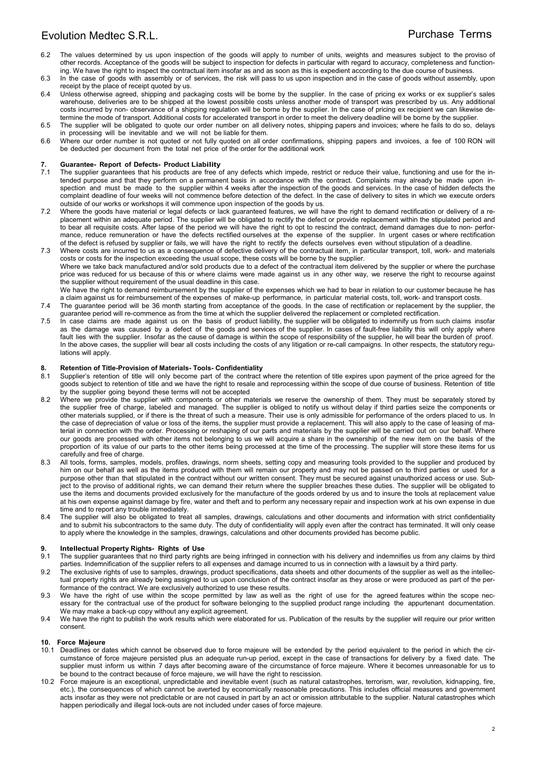6.2 The values determined by us upon inspection of the goods will apply to number of units, weights and measures subject to the proviso of other records. Acceptance of the goods will be subject to inspection for defects in particular with regard to accuracy, completeness and functioning. We have the right to inspect the contractual item insofar as and as soon as this is expedient according to the due course of business.

6.3 In the case of goods with assembly or of services, the risk will pass to us upon inspection and in the case of goods without assembly, upon receipt by the place of receipt quoted by us.

6.4 Unless otherwise agreed, shipping and packaging costs will be borne by the supplier. In the case of pricing ex works or ex supplier's sales warehouse, deliveries are to be shipped at the lowest possible costs unless another mode of transport was prescribed by us. Any additional costs incurred by non- observance of a shipping regulation will be borne by the supplier. In the case of pricing ex recipient we can likewise determine the mode of transport. Additional costs for accelerated transport in order to meet the delivery deadline will be borne by the supplier.

6.5 The supplier will be obligated to quote our order number on all delivery notes, shipping papers and invoices; where he fails to do so, delays in processing will be inevitable and we will not be liable for them.

6.6 Where our order number is not quoted or not fully quoted on all order confirmations, shipping papers and invoices, a fee of 100 RON will be deducted per document from the total net price of the order for the additional work

## 7. Guarantee- Report of Defects- Product Liability

7.1 The supplier guarantees that his products are free of any defects which impede, restrict or reduce their value, functioning and use for the intended purpose and that they perform on a permanent basis in accordance with the contract. Complaints may already be made upon inspection and must be made to the supplier within 4 weeks after the inspection of the goods and services. In the case of hidden defects the complaint deadline of four weeks will not commence before detection of the defect. In the case of delivery to sites in which we execute orders outside of our works or workshops it will commence upon inspection of the goods by us.

7.2 Where the goods have material or legal defects or lack guaranteed features, we will have the right to demand rectification or delivery of a replacement within an adequate period. The supplier will be obligated to rectify the defect or provide replacement within the stipulated period and to bear all requisite costs. After lapse of the period we will have the right to opt to rescind the contract, demand damages due to non- performance, reduce remuneration or have the defects rectified ourselves at the expense of the supplier. In urgent cases or where rectification of the defect is refused by supplier or fails, we will have the right to rectify the defects ourselves even without stipulation of a deadline.

7.3 Where costs are incurred to us as a consequence of defective delivery of the contractual item, in particular transport, toll, work- and materials costs or costs for the inspection exceeding the usual scope, these costs will be borne by the supplier.
Where we take back manufactured and/or sold products due to a defect of the contractual item delivered by the supplier or where the purchase price was reduced for us because of this or where claims were made against us in any other way, we reserve the right to recourse against the supplier without requirement of the usual deadline in this case.
We have the right to demand reimbursement by the supplier of the expenses which we had to bear in relation to our customer because he has a claim against us for reimbursement of the expenses of make-up performance, in particular material costs, toll, work- and transport costs.

7.4 The guarantee period will be 36 month starting from acceptance of the goods. In the case of rectification or replacement by the supplier, the guarantee period will re-commence as from the time at which the supplier delivered the replacement or completed rectification.

7.5 In case claims are made against us on the basis of product liability, the supplier will be obligated to indemnify us from such claims insofar as the damage was caused by a defect of the goods and services of the supplier. In cases of fault-free liability this will only apply where fault lies with the supplier. Insofar as the cause of damage is within the scope of responsibility of the supplier, he will bear the burden of proof. In the above cases, the supplier will bear all costs including the costs of any litigation or re-call campaigns. In other respects, the statutory regulations will apply.

## 8. Retention of Title-Provision of Materials- Tools- Confidentiality

8.1 Supplier's retention of title will only become part of the contract where the retention of title expires upon payment of the price agreed for the goods subject to retention of title and we have the right to resale and reprocessing within the scope of due course of business. Retention of title by the supplier going beyond these terms will not be accepted

8.2 Where we provide the supplier with components or other materials we reserve the ownership of them. They must be separately stored by the supplier free of charge, labeled and managed. The supplier is obliged to notify us without delay if third parties seize the components or other materials supplied, or if there is the threat of such a measure. Their use is only admissible for performance of the orders placed to us. In the case of depreciation of value or loss of the items, the supplier must provide a replacement. This will also apply to the case of leasing of material in connection with the order. Processing or reshaping of our parts and materials by the supplier will be carried out on our behalf. Where our goods are processed with other items not belonging to us we will acquire a share in the ownership of the new item on the basis of the proportion of its value of our parts to the other items being processed at the time of the processing. The supplier will store these items for us carefully and free of charge.

8.3 All tools, forms, samples, models, profiles, drawings, norm sheets, setting copy and measuring tools provided to the supplier and produced by him on our behalf as well as the items produced with them will remain our property and may not be passed on to third parties or used for a purpose other than that stipulated in the contract without our written consent. They must be secured against unauthorized access or use. Subject to the proviso of additional rights, we can demand their return where the supplier breaches these duties. The supplier will be obligated to use the items and documents provided exclusively for the manufacture of the goods ordered by us and to insure the tools at replacement value at his own expense against damage by fire, water and theft and to perform any necessary repair and inspection work at his own expense in due time and to report any trouble immediately.

8.4 The supplier will also be obligated to treat all samples, drawings, calculations and other documents and information with strict confidentiality and to submit his subcontractors to the same duty. The duty of confidentiality will apply even after the contract has terminated. It will only cease to apply where the knowledge in the samples, drawings, calculations and other documents provided has become public.

## 9. Intellectual Property Rights- Rights of Use

9.1 The supplier guarantees that no third party rights are being infringed in connection with his delivery and indemnifies us from any claims by third parties. Indemnification of the supplier refers to all expenses and damage incurred to us in connection with a lawsuit by a third party.

9.2 The exclusive rights of use to samples, drawings, product specifications, data sheets and other documents of the supplier as well as the intellectual property rights are already being assigned to us upon conclusion of the contract insofar as they arose or were produced as part of the performance of the contract. We are exclusively authorized to use these results.

9.3 We have the right of use within the scope permitted by law as well as the right of use for the agreed features within the scope necessary for the contractual use of the product for software belonging to the supplied product range including the appurtenant documentation. We may make a back-up copy without any explicit agreement.

9.4 We have the right to publish the work results which were elaborated for us. Publication of the results by the supplier will require our prior written consent.

## 10. Force Majeure

10.1 Deadlines or dates which cannot be observed due to force majeure will be extended by the period equivalent to the period in which the circumstance of force majeure persisted plus an adequate run-up period, except in the case of transactions for delivery by a fixed date. The supplier must inform us within 7 days after becoming aware of the circumstance of force majeure. Where it becomes unreasonable for us to be bound to the contract because of force majeure, we will have the right to rescission.

10.2 Force majeure is an exceptional, unpredictable and inevitable event (such as natural catastrophes, terrorism, war, revolution, kidnapping, fire, etc.), the consequences of which cannot be averted by economically reasonable precautions. This includes official measures and government acts insofar as they were not predictable or are not caused in part by an act or omission attributable to the supplier. Natural catastrophes which happen periodically and illegal lock-outs are not included under cases of force majeure.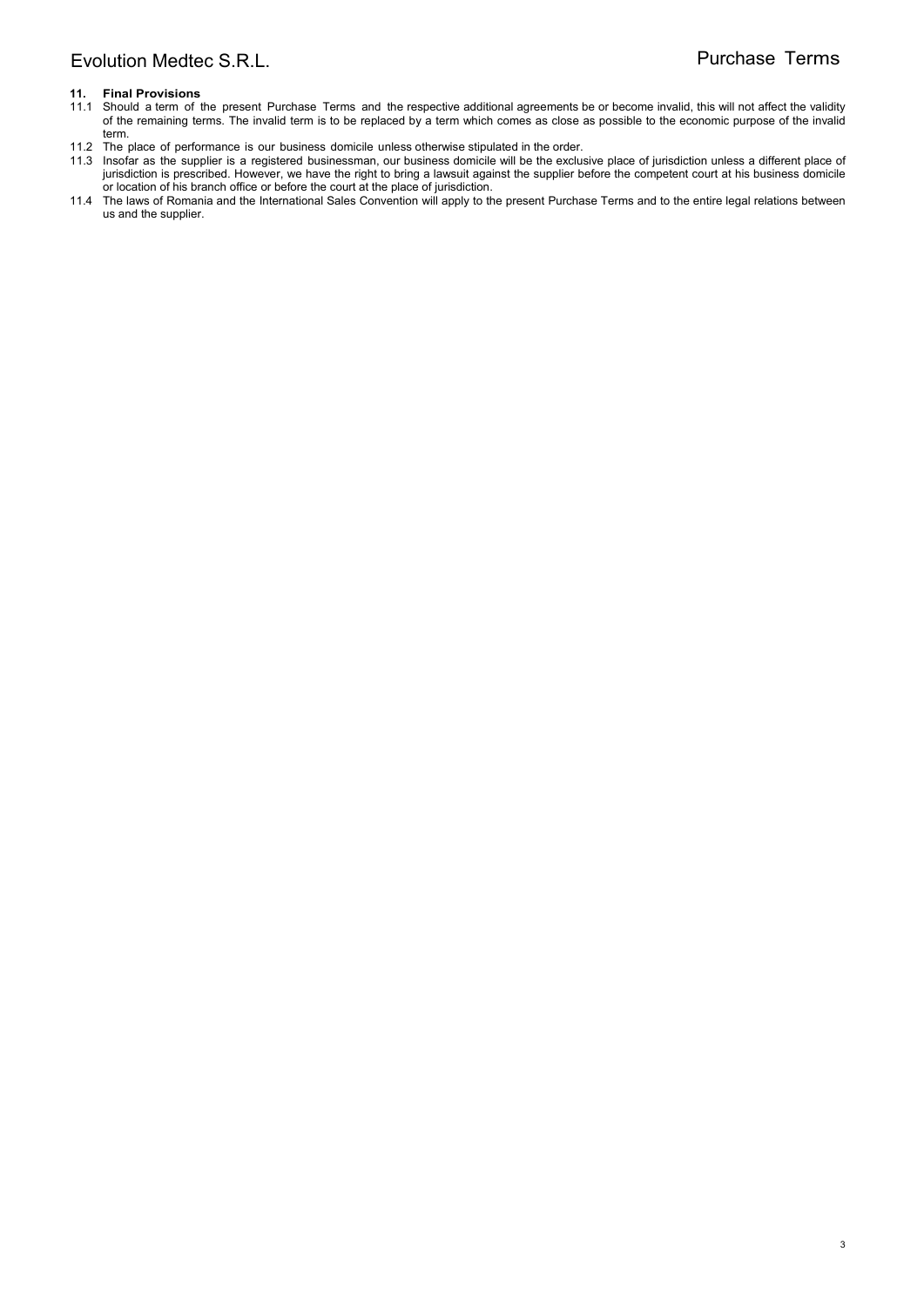## 11. Final Provisions

11.1 Should a term of the present Purchase Terms and the respective additional agreements be or become invalid, this will not affect the validity of the remaining terms. The invalid term is to be replaced by a term which comes as close as possible to the economic purpose of the invalid term.

11.2 The place of performance is our business domicile unless otherwise stipulated in the order.

11.3 Insofar as the supplier is a registered businessman, our business domicile will be the exclusive place of jurisdiction unless a different place of jurisdiction is prescribed. However, we have the right to bring a lawsuit against the supplier before the competent court at his business domicile or location of his branch office or before the court at the place of jurisdiction.

11.4 The laws of Romania and the International Sales Convention will apply to the present Purchase Terms and to the entire legal relations between us and the supplier.